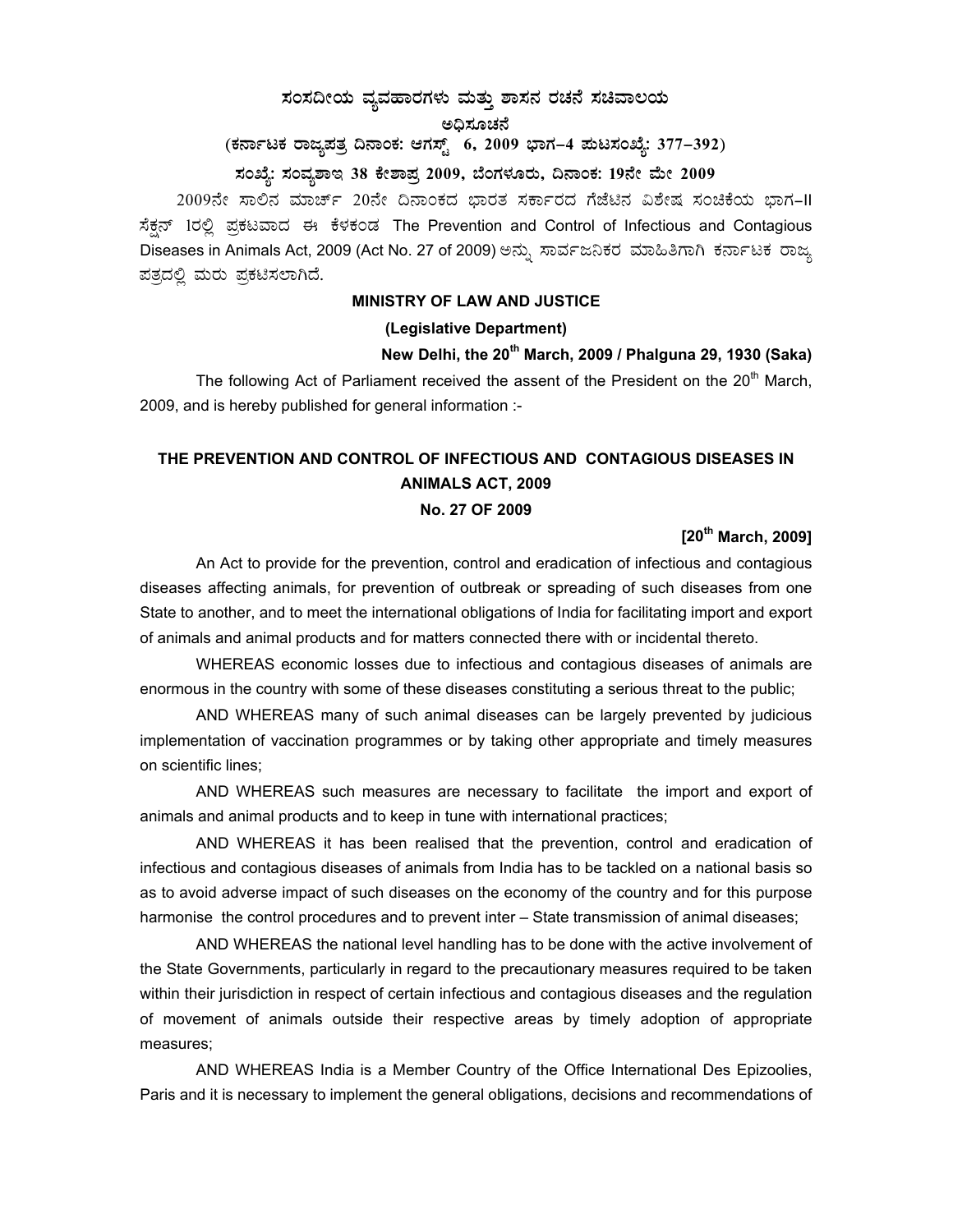**ಸಂಸದೀಯ ವ್ಯವಹಾರಗಳು ಮತ್ತು ಶಾಸನ ರಚನೆ ಸಚಿವಾಲಯ**

**ಅಧಿಸೂಚನೆ**

**(ಕರ್ನಾಟಕ ರಾಜ್ಯಪತ್ರ ದಿನಾಂಕ: ಆಗಸ್ಟ್ 6, 2009 ಭಾಗ–4 ಪುಟಸಂಖ್ಯೆ: 377–392)**

**ಸಂಖ್ಯೆ: ಸಂವ್ಯಶಾಇ 38 ಕೇಶಾಪ್ರ 2009, ಬೆಂಗಳೂರು, ದಿನಾಂಕ: 19ನೇ ಮೇ 2009**

2009ನೇ ಸಾಲಿನ ಮಾರ್ಚ್ 20ನೇ ದಿನಾಂಕದ ಭಾರತ ಸರ್ಕಾರದ ಗೆಜೆಟಿನ ವಿಶೇಷ ಸಂಚಿಕೆಯ ಭಾಗ–II ಸೆಕ್ಷನ್ 1ರಲ್ಲಿ ಪ್ರಕಟವಾದ ಈ ಕೆಳಕಂಡ The Prevention and Control of Infectious and Contagious Diseases in Animals Act, 2009 (Act No. 27 of 2009) ಅನ್ನು ಸಾರ್ವಜನಿಕರ ಮಾಹಿತಿಗಾಗಿ ಕರ್ನಾಟಕ ರಾಜ್ಯ ಪತ್ರದಲ್ಲಿ ಮರು ಪ್ರಕಟಿಸಲಾಗಿದೆ.

**MINISTRY OF LAW AND JUSTICE**

**(Legislative Department)**

**New Delhi, the 20th March, 2009 / Phalguna 29, 1930 (Saka)**

The following Act of Parliament received the assent of the President on the 20th March, 2009, and is hereby published for general information :-

## THE PREVENTION AND CONTROL OF INFECTIOUS AND CONTAGIOUS DISEASES IN ANIMALS ACT, 2009

**No. 27 OF 2009**

**[20th March, 2009]**

An Act to provide for the prevention, control and eradication of infectious and contagious diseases affecting animals, for prevention of outbreak or spreading of such diseases from one State to another, and to meet the international obligations of India for facilitating import and export of animals and animal products and for matters connected there with or incidental thereto.

WHEREAS economic losses due to infectious and contagious diseases of animals are enormous in the country with some of these diseases constituting a serious threat to the public;

AND WHEREAS many of such animal diseases can be largely prevented by judicious implementation of vaccination programmes or by taking other appropriate and timely measures on scientific lines;

AND WHEREAS such measures are necessary to facilitate the import and export of animals and animal products and to keep in tune with international practices;

AND WHEREAS it has been realised that the prevention, control and eradication of infectious and contagious diseases of animals from India has to be tackled on a national basis so as to avoid adverse impact of such diseases on the economy of the country and for this purpose harmonise the control procedures and to prevent inter – State transmission of animal diseases;

AND WHEREAS the national level handling has to be done with the active involvement of the State Governments, particularly in regard to the precautionary measures required to be taken within their jurisdiction in respect of certain infectious and contagious diseases and the regulation of movement of animals outside their respective areas by timely adoption of appropriate measures;

AND WHEREAS India is a Member Country of the Office International Des Epizoolies, Paris and it is necessary to implement the general obligations, decisions and recommendations of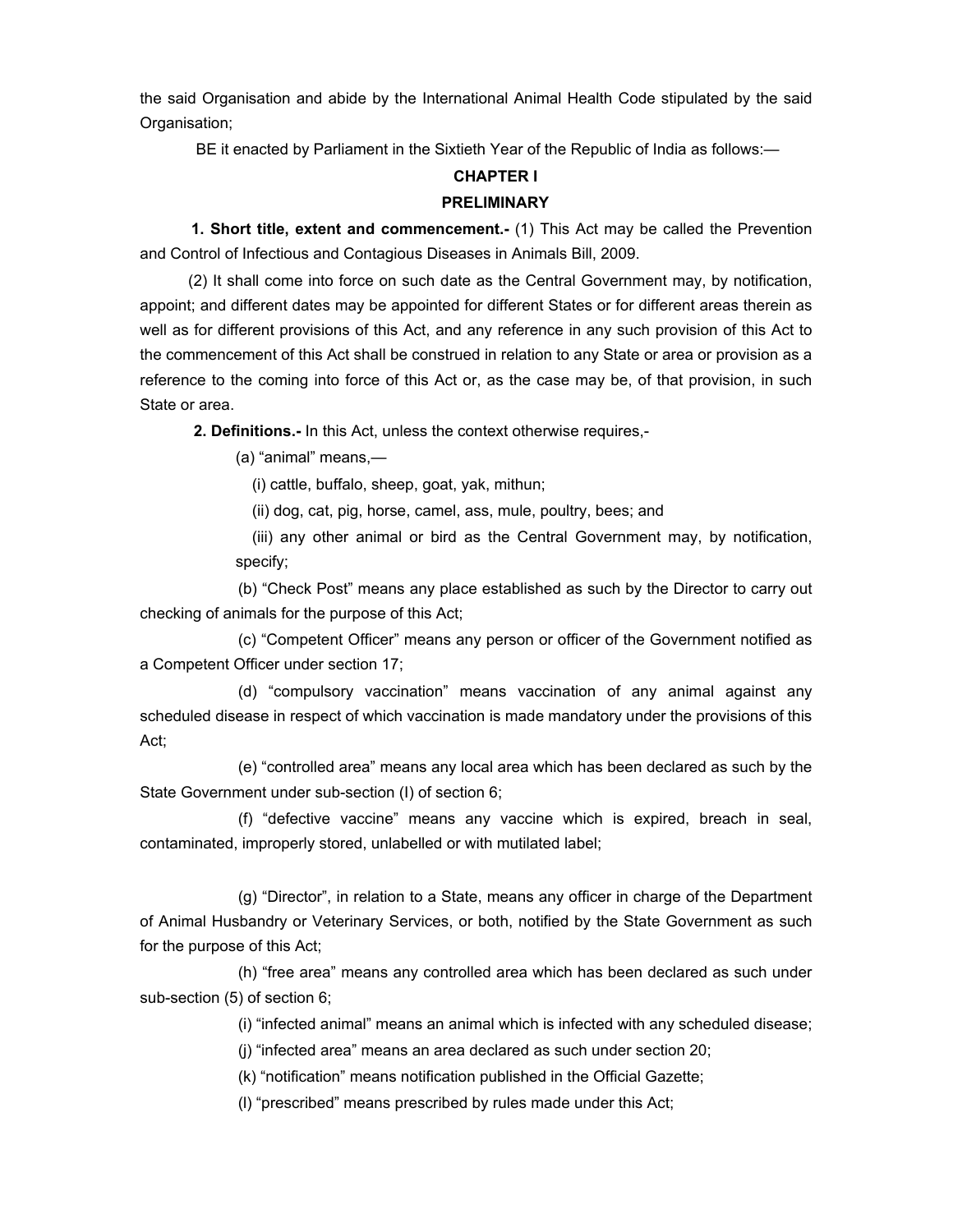the said Organisation and abide by the International Animal Health Code stipulated by the said Organisation;

BE it enacted by Parliament in the Sixtieth Year of the Republic of India as follows:—

## CHAPTER I

## PRELIMINARY

**1. Short title, extent and commencement.-** (1) This Act may be called the Prevention and Control of Infectious and Contagious Diseases in Animals Bill, 2009.

(2) It shall come into force on such date as the Central Government may, by notification, appoint; and different dates may be appointed for different States or for different areas therein as well as for different provisions of this Act, and any reference in any such provision of this Act to the commencement of this Act shall be construed in relation to any State or area or provision as a reference to the coming into force of this Act or, as the case may be, of that provision, in such State or area.

**2. Definitions.-** In this Act, unless the context otherwise requires,-

(a) "animal" means,—

(i) cattle, buffalo, sheep, goat, yak, mithun;

(ii) dog, cat, pig, horse, camel, ass, mule, poultry, bees; and

(iii) any other animal or bird as the Central Government may, by notification, specify;

(b) "Check Post" means any place established as such by the Director to carry out checking of animals for the purpose of this Act;

(c) "Competent Officer" means any person or officer of the Government notified as a Competent Officer under section 17;

(d) "compulsory vaccination" means vaccination of any animal against any scheduled disease in respect of which vaccination is made mandatory under the provisions of this Act;

(e) "controlled area" means any local area which has been declared as such by the State Government under sub-section (I) of section 6;

(f) "defective vaccine" means any vaccine which is expired, breach in seal, contaminated, improperly stored, unlabelled or with mutilated label;

(g) "Director", in relation to a State, means any officer in charge of the Department of Animal Husbandry or Veterinary Services, or both, notified by the State Government as such for the purpose of this Act;

(h) "free area" means any controlled area which has been declared as such under sub-section (5) of section 6;

(i) "infected animal" means an animal which is infected with any scheduled disease;

(j) "infected area" means an area declared as such under section 20;

(k) "notification" means notification published in the Official Gazette;

(l) "prescribed" means prescribed by rules made under this Act;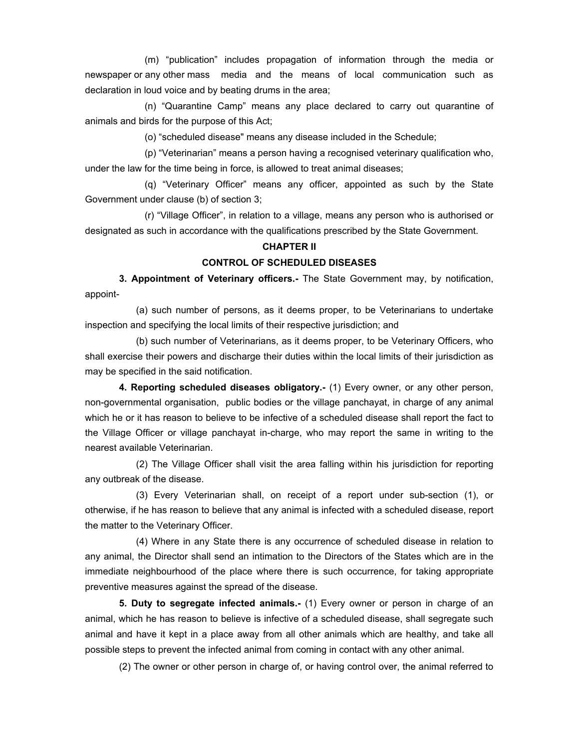(m) "publication" includes propagation of information through the media or newspaper or any other mass media and the means of local communication such as declaration in loud voice and by beating drums in the area;

(n) "Quarantine Camp" means any place declared to carry out quarantine of animals and birds for the purpose of this Act;

(o) "scheduled disease" means any disease included in the Schedule;

(p) "Veterinarian" means a person having a recognised veterinary qualification who, under the law for the time being in force, is allowed to treat animal diseases;

(q) "Veterinary Officer" means any officer, appointed as such by the State Government under clause (b) of section 3;

(r) "Village Officer", in relation to a village, means any person who is authorised or designated as such in accordance with the qualifications prescribed by the State Government.

## CHAPTER II

## CONTROL OF SCHEDULED DISEASES

**3. Appointment of Veterinary officers.-** The State Government may, by notification, appoint-

(a) such number of persons, as it deems proper, to be Veterinarians to undertake inspection and specifying the local limits of their respective jurisdiction; and

(b) such number of Veterinarians, as it deems proper, to be Veterinary Officers, who shall exercise their powers and discharge their duties within the local limits of their jurisdiction as may be specified in the said notification.

**4. Reporting scheduled diseases obligatory.-** (1) Every owner, or any other person, non-governmental organisation, public bodies or the village panchayat, in charge of any animal which he or it has reason to believe to be infective of a scheduled disease shall report the fact to the Village Officer or village panchayat in-charge, who may report the same in writing to the nearest available Veterinarian.

(2) The Village Officer shall visit the area falling within his jurisdiction for reporting any outbreak of the disease.

(3) Every Veterinarian shall, on receipt of a report under sub-section (1), or otherwise, if he has reason to believe that any animal is infected with a scheduled disease, report the matter to the Veterinary Officer.

(4) Where in any State there is any occurrence of scheduled disease in relation to any animal, the Director shall send an intimation to the Directors of the States which are in the immediate neighbourhood of the place where there is such occurrence, for taking appropriate preventive measures against the spread of the disease.

**5. Duty to segregate infected animals.-** (1) Every owner or person in charge of an animal, which he has reason to believe is infective of a scheduled disease, shall segregate such animal and have it kept in a place away from all other animals which are healthy, and take all possible steps to prevent the infected animal from coming in contact with any other animal.

(2) The owner or other person in charge of, or having control over, the animal referred to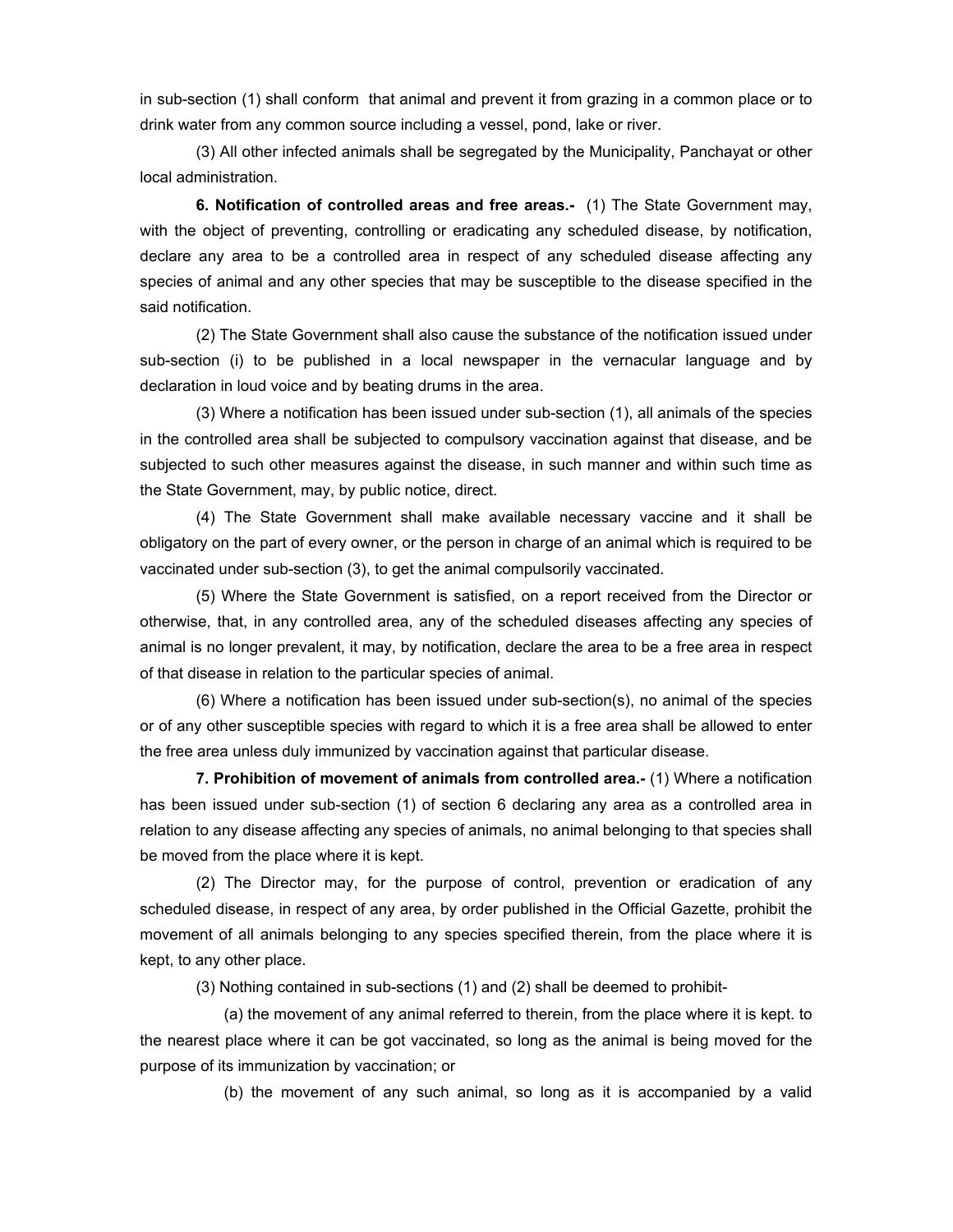in sub-section (1) shall conform that animal and prevent it from grazing in a common place or to drink water from any common source including a vessel, pond, lake or river.

(3) All other infected animals shall be segregated by the Municipality, Panchayat or other local administration.

**6. Notification of controlled areas and free areas.-** (1) The State Government may, with the object of preventing, controlling or eradicating any scheduled disease, by notification, declare any area to be a controlled area in respect of any scheduled disease affecting any species of animal and any other species that may be susceptible to the disease specified in the said notification.

(2) The State Government shall also cause the substance of the notification issued under sub-section (i) to be published in a local newspaper in the vernacular language and by declaration in loud voice and by beating drums in the area.

(3) Where a notification has been issued under sub-section (1), all animals of the species in the controlled area shall be subjected to compulsory vaccination against that disease, and be subjected to such other measures against the disease, in such manner and within such time as the State Government, may, by public notice, direct.

(4) The State Government shall make available necessary vaccine and it shall be obligatory on the part of every owner, or the person in charge of an animal which is required to be vaccinated under sub-section (3), to get the animal compulsorily vaccinated.

(5) Where the State Government is satisfied, on a report received from the Director or otherwise, that, in any controlled area, any of the scheduled diseases affecting any species of animal is no longer prevalent, it may, by notification, declare the area to be a free area in respect of that disease in relation to the particular species of animal.

(6) Where a notification has been issued under sub-section(s), no animal of the species or of any other susceptible species with regard to which it is a free area shall be allowed to enter the free area unless duly immunized by vaccination against that particular disease.

**7. Prohibition of movement of animals from controlled area.-** (1) Where a notification has been issued under sub-section (1) of section 6 declaring any area as a controlled area in relation to any disease affecting any species of animals, no animal belonging to that species shall be moved from the place where it is kept.

(2) The Director may, for the purpose of control, prevention or eradication of any scheduled disease, in respect of any area, by order published in the Official Gazette, prohibit the movement of all animals belonging to any species specified therein, from the place where it is kept, to any other place.

(3) Nothing contained in sub-sections (1) and (2) shall be deemed to prohibit-

(a) the movement of any animal referred to therein, from the place where it is kept. to the nearest place where it can be got vaccinated, so long as the animal is being moved for the purpose of its immunization by vaccination; or

(b) the movement of any such animal, so long as it is accompanied by a valid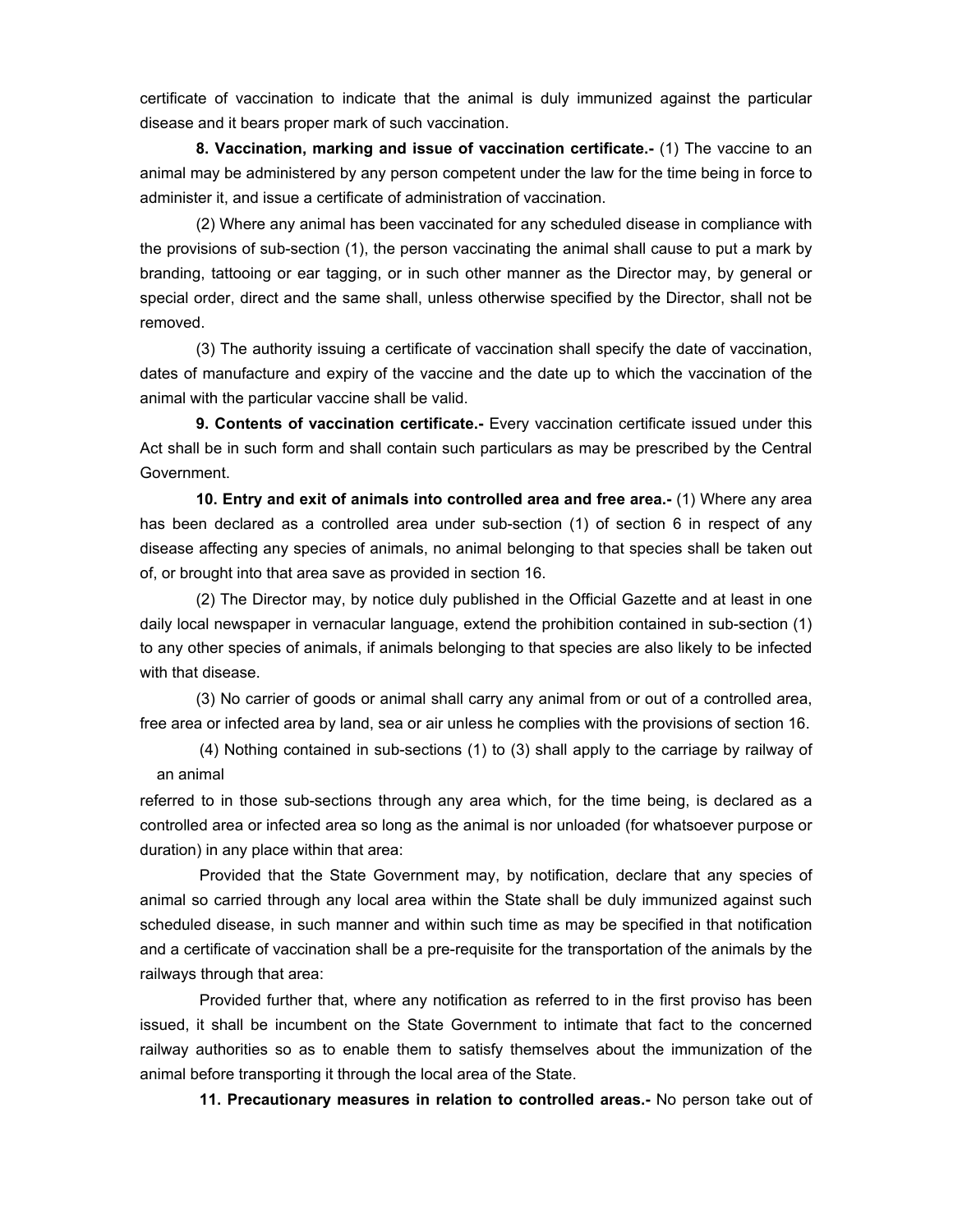certificate of vaccination to indicate that the animal is duly immunized against the particular disease and it bears proper mark of such vaccination.

**8. Vaccination, marking and issue of vaccination certificate.-** (1) The vaccine to an animal may be administered by any person competent under the law for the time being in force to administer it, and issue a certificate of administration of vaccination.

(2) Where any animal has been vaccinated for any scheduled disease in compliance with the provisions of sub-section (1), the person vaccinating the animal shall cause to put a mark by branding, tattooing or ear tagging, or in such other manner as the Director may, by general or special order, direct and the same shall, unless otherwise specified by the Director, shall not be removed.

(3) The authority issuing a certificate of vaccination shall specify the date of vaccination, dates of manufacture and expiry of the vaccine and the date up to which the vaccination of the animal with the particular vaccine shall be valid.

**9. Contents of vaccination certificate.-** Every vaccination certificate issued under this Act shall be in such form and shall contain such particulars as may be prescribed by the Central Government.

**10. Entry and exit of animals into controlled area and free area.-** (1) Where any area has been declared as a controlled area under sub-section (1) of section 6 in respect of any disease affecting any species of animals, no animal belonging to that species shall be taken out of, or brought into that area save as provided in section 16.

(2) The Director may, by notice duly published in the Official Gazette and at least in one daily local newspaper in vernacular language, extend the prohibition contained in sub-section (1) to any other species of animals, if animals belonging to that species are also likely to be infected with that disease.

(3) No carrier of goods or animal shall carry any animal from or out of a controlled area, free area or infected area by land, sea or air unless he complies with the provisions of section 16.

(4) Nothing contained in sub-sections (1) to (3) shall apply to the carriage by railway of an animal referred to in those sub-sections through any area which, for the time being, is declared as a controlled area or infected area so long as the animal is nor unloaded (for whatsoever purpose or duration) in any place within that area:

Provided that the State Government may, by notification, declare that any species of animal so carried through any local area within the State shall be duly immunized against such scheduled disease, in such manner and within such time as may be specified in that notification and a certificate of vaccination shall be a pre-requisite for the transportation of the animals by the railways through that area:

Provided further that, where any notification as referred to in the first proviso has been issued, it shall be incumbent on the State Government to intimate that fact to the concerned railway authorities so as to enable them to satisfy themselves about the immunization of the animal before transporting it through the local area of the State.

**11. Precautionary measures in relation to controlled areas.-** No person take out of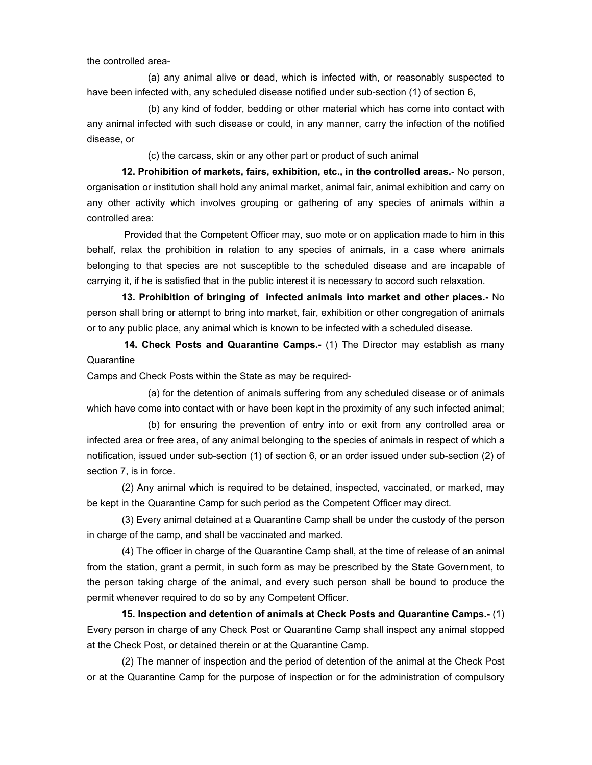the controlled area-

(a) any animal alive or dead, which is infected with, or reasonably suspected to have been infected with, any scheduled disease notified under sub-section (1) of section 6,

(b) any kind of fodder, bedding or other material which has come into contact with any animal infected with such disease or could, in any manner, carry the infection of the notified disease, or

(c) the carcass, skin or any other part or product of such animal

**12. Prohibition of markets, fairs, exhibition, etc., in the controlled areas.**- No person, organisation or institution shall hold any animal market, animal fair, animal exhibition and carry on any other activity which involves grouping or gathering of any species of animals within a controlled area:

Provided that the Competent Officer may, suo mote or on application made to him in this behalf, relax the prohibition in relation to any species of animals, in a case where animals belonging to that species are not susceptible to the scheduled disease and are incapable of carrying it, if he is satisfied that in the public interest it is necessary to accord such relaxation.

**13. Prohibition of bringing of infected animals into market and other places.-** No person shall bring or attempt to bring into market, fair, exhibition or other congregation of animals or to any public place, any animal which is known to be infected with a scheduled disease.

**14. Check Posts and Quarantine Camps.-** (1) The Director may establish as many Quarantine

Camps and Check Posts within the State as may be required-

(a) for the detention of animals suffering from any scheduled disease or of animals which have come into contact with or have been kept in the proximity of any such infected animal;

(b) for ensuring the prevention of entry into or exit from any controlled area or infected area or free area, of any animal belonging to the species of animals in respect of which a notification, issued under sub-section (1) of section 6, or an order issued under sub-section (2) of section 7, is in force.

(2) Any animal which is required to be detained, inspected, vaccinated, or marked, may be kept in the Quarantine Camp for such period as the Competent Officer may direct.

(3) Every animal detained at a Quarantine Camp shall be under the custody of the person in charge of the camp, and shall be vaccinated and marked.

(4) The officer in charge of the Quarantine Camp shall, at the time of release of an animal from the station, grant a permit, in such form as may be prescribed by the State Government, to the person taking charge of the animal, and every such person shall be bound to produce the permit whenever required to do so by any Competent Officer.

**15. Inspection and detention of animals at Check Posts and Quarantine Camps.-** (1) Every person in charge of any Check Post or Quarantine Camp shall inspect any animal stopped at the Check Post, or detained therein or at the Quarantine Camp.

(2) The manner of inspection and the period of detention of the animal at the Check Post or at the Quarantine Camp for the purpose of inspection or for the administration of compulsory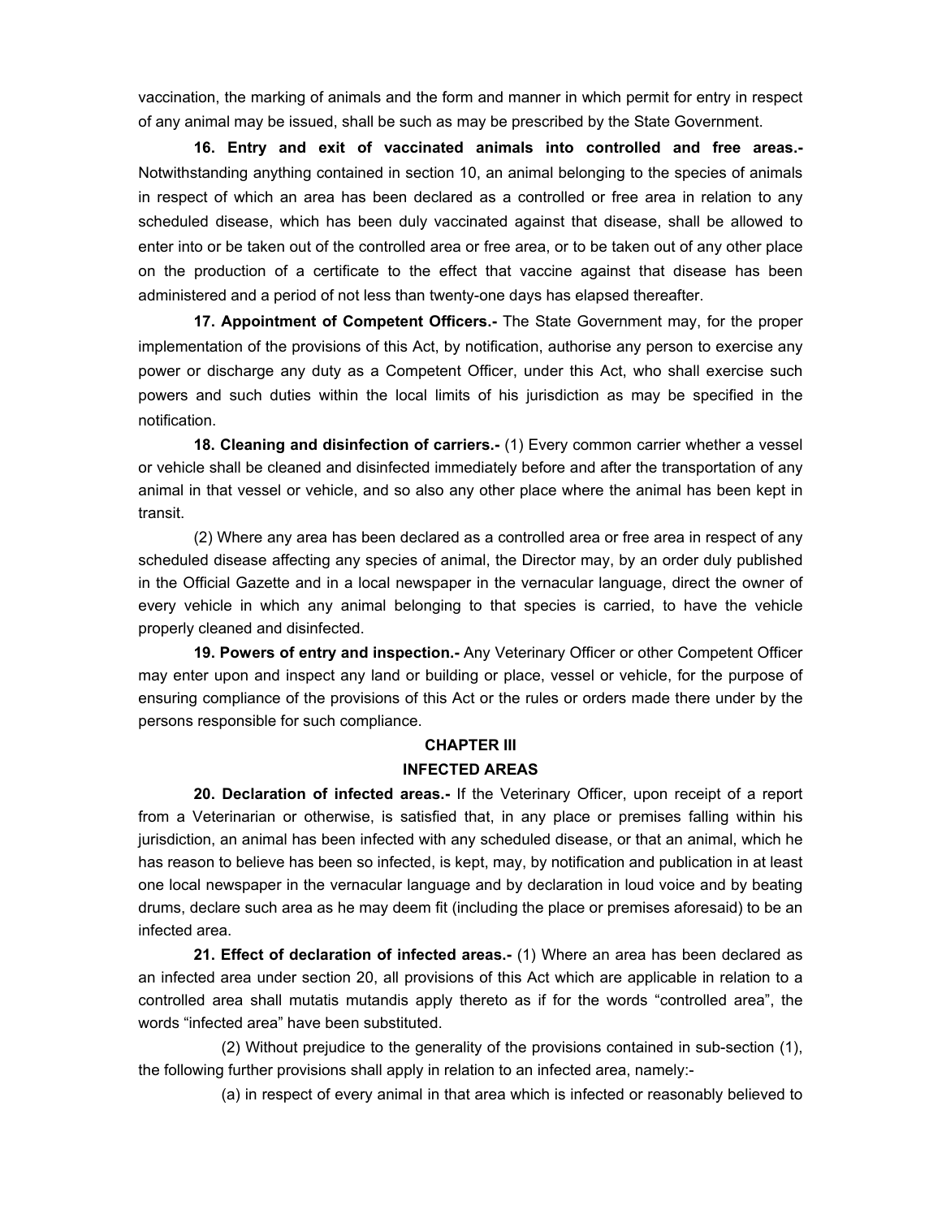vaccination, the marking of animals and the form and manner in which permit for entry in respect of any animal may be issued, shall be such as may be prescribed by the State Government.

**16. Entry and exit of vaccinated animals into controlled and free areas.-** Notwithstanding anything contained in section 10, an animal belonging to the species of animals in respect of which an area has been declared as a controlled or free area in relation to any scheduled disease, which has been duly vaccinated against that disease, shall be allowed to enter into or be taken out of the controlled area or free area, or to be taken out of any other place on the production of a certificate to the effect that vaccine against that disease has been administered and a period of not less than twenty-one days has elapsed thereafter.

**17. Appointment of Competent Officers.-** The State Government may, for the proper implementation of the provisions of this Act, by notification, authorise any person to exercise any power or discharge any duty as a Competent Officer, under this Act, who shall exercise such powers and such duties within the local limits of his jurisdiction as may be specified in the notification.

**18. Cleaning and disinfection of carriers.-** (1) Every common carrier whether a vessel or vehicle shall be cleaned and disinfected immediately before and after the transportation of any animal in that vessel or vehicle, and so also any other place where the animal has been kept in transit.

(2) Where any area has been declared as a controlled area or free area in respect of any scheduled disease affecting any species of animal, the Director may, by an order duly published in the Official Gazette and in a local newspaper in the vernacular language, direct the owner of every vehicle in which any animal belonging to that species is carried, to have the vehicle properly cleaned and disinfected.

**19. Powers of entry and inspection.-** Any Veterinary Officer or other Competent Officer may enter upon and inspect any land or building or place, vessel or vehicle, for the purpose of ensuring compliance of the provisions of this Act or the rules or orders made there under by the persons responsible for such compliance.

## CHAPTER III

## INFECTED AREAS

**20. Declaration of infected areas.-** If the Veterinary Officer, upon receipt of a report from a Veterinarian or otherwise, is satisfied that, in any place or premises falling within his jurisdiction, an animal has been infected with any scheduled disease, or that an animal, which he has reason to believe has been so infected, is kept, may, by notification and publication in at least one local newspaper in the vernacular language and by declaration in loud voice and by beating drums, declare such area as he may deem fit (including the place or premises aforesaid) to be an infected area.

**21. Effect of declaration of infected areas.-** (1) Where an area has been declared as an infected area under section 20, all provisions of this Act which are applicable in relation to a controlled area shall mutatis mutandis apply thereto as if for the words "controlled area", the words "infected area" have been substituted.

(2) Without prejudice to the generality of the provisions contained in sub-section (1), the following further provisions shall apply in relation to an infected area, namely:-

(a) in respect of every animal in that area which is infected or reasonably believed to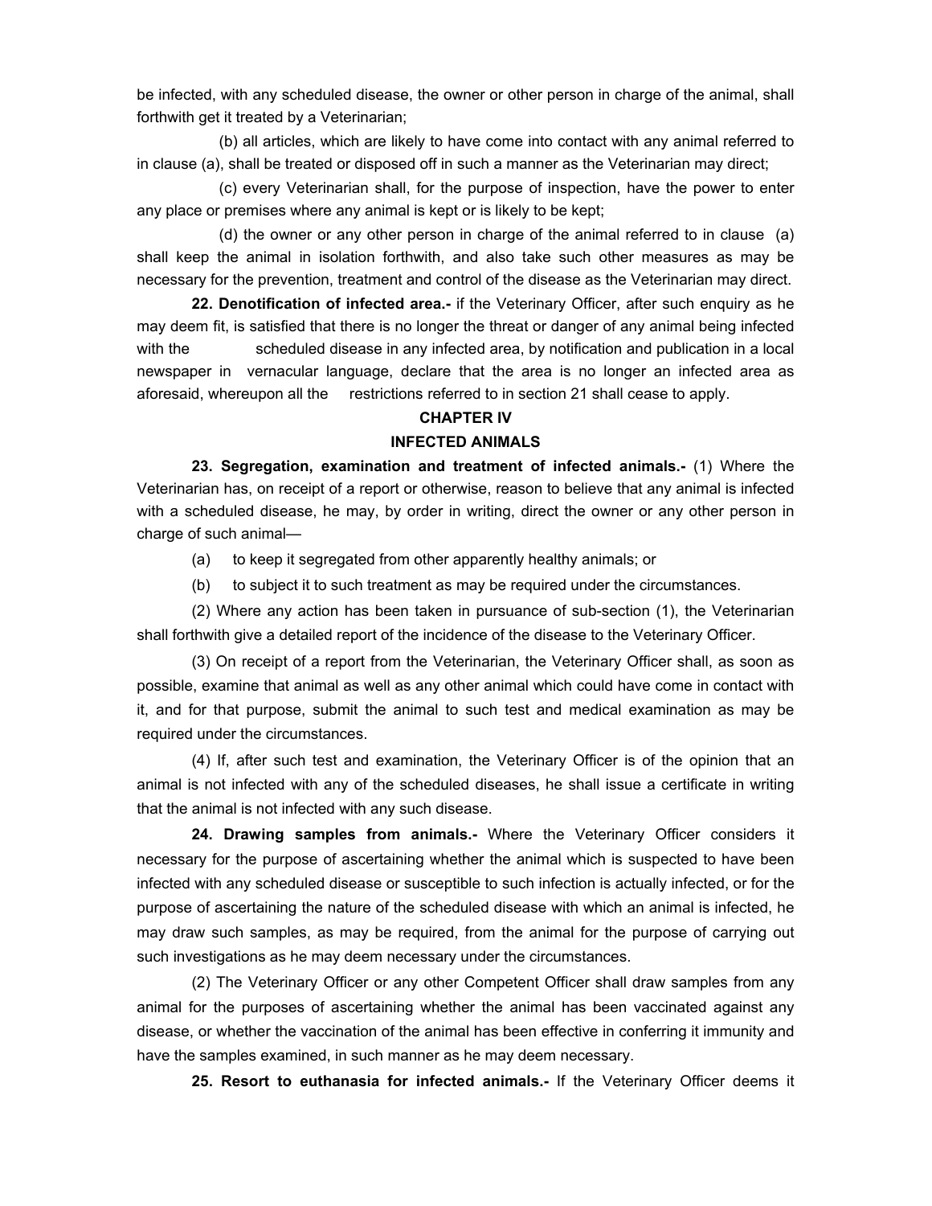be infected, with any scheduled disease, the owner or other person in charge of the animal, shall forthwith get it treated by a Veterinarian;

(b) all articles, which are likely to have come into contact with any animal referred to in clause (a), shall be treated or disposed off in such a manner as the Veterinarian may direct;

(c) every Veterinarian shall, for the purpose of inspection, have the power to enter any place or premises where any animal is kept or is likely to be kept;

(d) the owner or any other person in charge of the animal referred to in clause (a) shall keep the animal in isolation forthwith, and also take such other measures as may be necessary for the prevention, treatment and control of the disease as the Veterinarian may direct.

**22. Denotification of infected area.-** if the Veterinary Officer, after such enquiry as he may deem fit, is satisfied that there is no longer the threat or danger of any animal being infected with the scheduled disease in any infected area, by notification and publication in a local newspaper in vernacular language, declare that the area is no longer an infected area as aforesaid, whereupon all the restrictions referred to in section 21 shall cease to apply.

## CHAPTER IV

## INFECTED ANIMALS

**23. Segregation, examination and treatment of infected animals.-** (1) Where the Veterinarian has, on receipt of a report or otherwise, reason to believe that any animal is infected with a scheduled disease, he may, by order in writing, direct the owner or any other person in charge of such animal—

(a) to keep it segregated from other apparently healthy animals; or

(b) to subject it to such treatment as may be required under the circumstances.

(2) Where any action has been taken in pursuance of sub-section (1), the Veterinarian shall forthwith give a detailed report of the incidence of the disease to the Veterinary Officer.

(3) On receipt of a report from the Veterinarian, the Veterinary Officer shall, as soon as possible, examine that animal as well as any other animal which could have come in contact with it, and for that purpose, submit the animal to such test and medical examination as may be required under the circumstances.

(4) If, after such test and examination, the Veterinary Officer is of the opinion that an animal is not infected with any of the scheduled diseases, he shall issue a certificate in writing that the animal is not infected with any such disease.

**24. Drawing samples from animals.-** Where the Veterinary Officer considers it necessary for the purpose of ascertaining whether the animal which is suspected to have been infected with any scheduled disease or susceptible to such infection is actually infected, or for the purpose of ascertaining the nature of the scheduled disease with which an animal is infected, he may draw such samples, as may be required, from the animal for the purpose of carrying out such investigations as he may deem necessary under the circumstances.

(2) The Veterinary Officer or any other Competent Officer shall draw samples from any animal for the purposes of ascertaining whether the animal has been vaccinated against any disease, or whether the vaccination of the animal has been effective in conferring it immunity and have the samples examined, in such manner as he may deem necessary.

**25. Resort to euthanasia for infected animals.-** If the Veterinary Officer deems it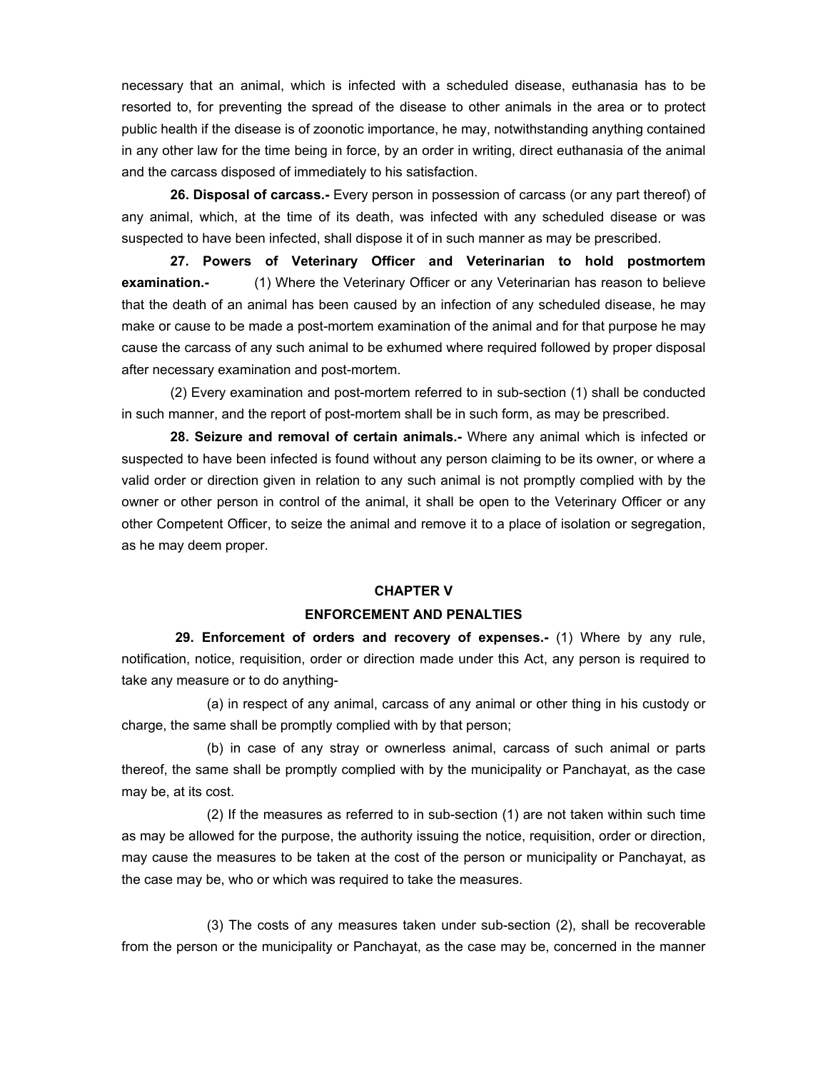necessary that an animal, which is infected with a scheduled disease, euthanasia has to be resorted to, for preventing the spread of the disease to other animals in the area or to protect public health if the disease is of zoonotic importance, he may, notwithstanding anything contained in any other law for the time being in force, by an order in writing, direct euthanasia of the animal and the carcass disposed of immediately to his satisfaction.

**26. Disposal of carcass.-** Every person in possession of carcass (or any part thereof) of any animal, which, at the time of its death, was infected with any scheduled disease or was suspected to have been infected, shall dispose it of in such manner as may be prescribed.

**27. Powers of Veterinary Officer and Veterinarian to hold postmortem examination.-** (1) Where the Veterinary Officer or any Veterinarian has reason to believe that the death of an animal has been caused by an infection of any scheduled disease, he may make or cause to be made a post-mortem examination of the animal and for that purpose he may cause the carcass of any such animal to be exhumed where required followed by proper disposal after necessary examination and post-mortem.

(2) Every examination and post-mortem referred to in sub-section (1) shall be conducted in such manner, and the report of post-mortem shall be in such form, as may be prescribed.

**28. Seizure and removal of certain animals.-** Where any animal which is infected or suspected to have been infected is found without any person claiming to be its owner, or where a valid order or direction given in relation to any such animal is not promptly complied with by the owner or other person in control of the animal, it shall be open to the Veterinary Officer or any other Competent Officer, to seize the animal and remove it to a place of isolation or segregation, as he may deem proper.

## CHAPTER V

## ENFORCEMENT AND PENALTIES

**29. Enforcement of orders and recovery of expenses.-** (1) Where by any rule, notification, notice, requisition, order or direction made under this Act, any person is required to take any measure or to do anything-

(a) in respect of any animal, carcass of any animal or other thing in his custody or charge, the same shall be promptly complied with by that person;

(b) in case of any stray or ownerless animal, carcass of such animal or parts thereof, the same shall be promptly complied with by the municipality or Panchayat, as the case may be, at its cost.

(2) If the measures as referred to in sub-section (1) are not taken within such time as may be allowed for the purpose, the authority issuing the notice, requisition, order or direction, may cause the measures to be taken at the cost of the person or municipality or Panchayat, as the case may be, who or which was required to take the measures.

(3) The costs of any measures taken under sub-section (2), shall be recoverable from the person or the municipality or Panchayat, as the case may be, concerned in the manner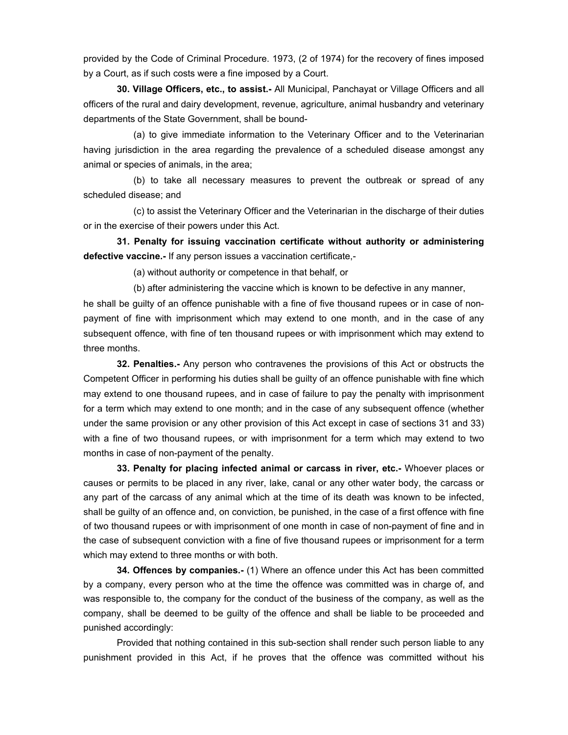provided by the Code of Criminal Procedure. 1973, (2 of 1974) for the recovery of fines imposed by a Court, as if such costs were a fine imposed by a Court.

**30. Village Officers, etc., to assist.-** All Municipal, Panchayat or Village Officers and all officers of the rural and dairy development, revenue, agriculture, animal husbandry and veterinary departments of the State Government, shall be bound-

(a) to give immediate information to the Veterinary Officer and to the Veterinarian having jurisdiction in the area regarding the prevalence of a scheduled disease amongst any animal or species of animals, in the area;

(b) to take all necessary measures to prevent the outbreak or spread of any scheduled disease; and

(c) to assist the Veterinary Officer and the Veterinarian in the discharge of their duties or in the exercise of their powers under this Act.

**31. Penalty for issuing vaccination certificate without authority or administering defective vaccine.-** If any person issues a vaccination certificate,-

(a) without authority or competence in that behalf, or

(b) after administering the vaccine which is known to be defective in any manner,

he shall be guilty of an offence punishable with a fine of five thousand rupees or in case of non-payment of fine with imprisonment which may extend to one month, and in the case of any subsequent offence, with fine of ten thousand rupees or with imprisonment which may extend to three months.

**32. Penalties.-** Any person who contravenes the provisions of this Act or obstructs the Competent Officer in performing his duties shall be guilty of an offence punishable with fine which may extend to one thousand rupees, and in case of failure to pay the penalty with imprisonment for a term which may extend to one month; and in the case of any subsequent offence (whether under the same provision or any other provision of this Act except in case of sections 31 and 33) with a fine of two thousand rupees, or with imprisonment for a term which may extend to two months in case of non-payment of the penalty.

**33. Penalty for placing infected animal or carcass in river, etc.-** Whoever places or causes or permits to be placed in any river, lake, canal or any other water body, the carcass or any part of the carcass of any animal which at the time of its death was known to be infected, shall be guilty of an offence and, on conviction, be punished, in the case of a first offence with fine of two thousand rupees or with imprisonment of one month in case of non-payment of fine and in the case of subsequent conviction with a fine of five thousand rupees or imprisonment for a term which may extend to three months or with both.

**34. Offences by companies.-** (1) Where an offence under this Act has been committed by a company, every person who at the time the offence was committed was in charge of, and was responsible to, the company for the conduct of the business of the company, as well as the company, shall be deemed to be guilty of the offence and shall be liable to be proceeded and punished accordingly:

Provided that nothing contained in this sub-section shall render such person liable to any punishment provided in this Act, if he proves that the offence was committed without his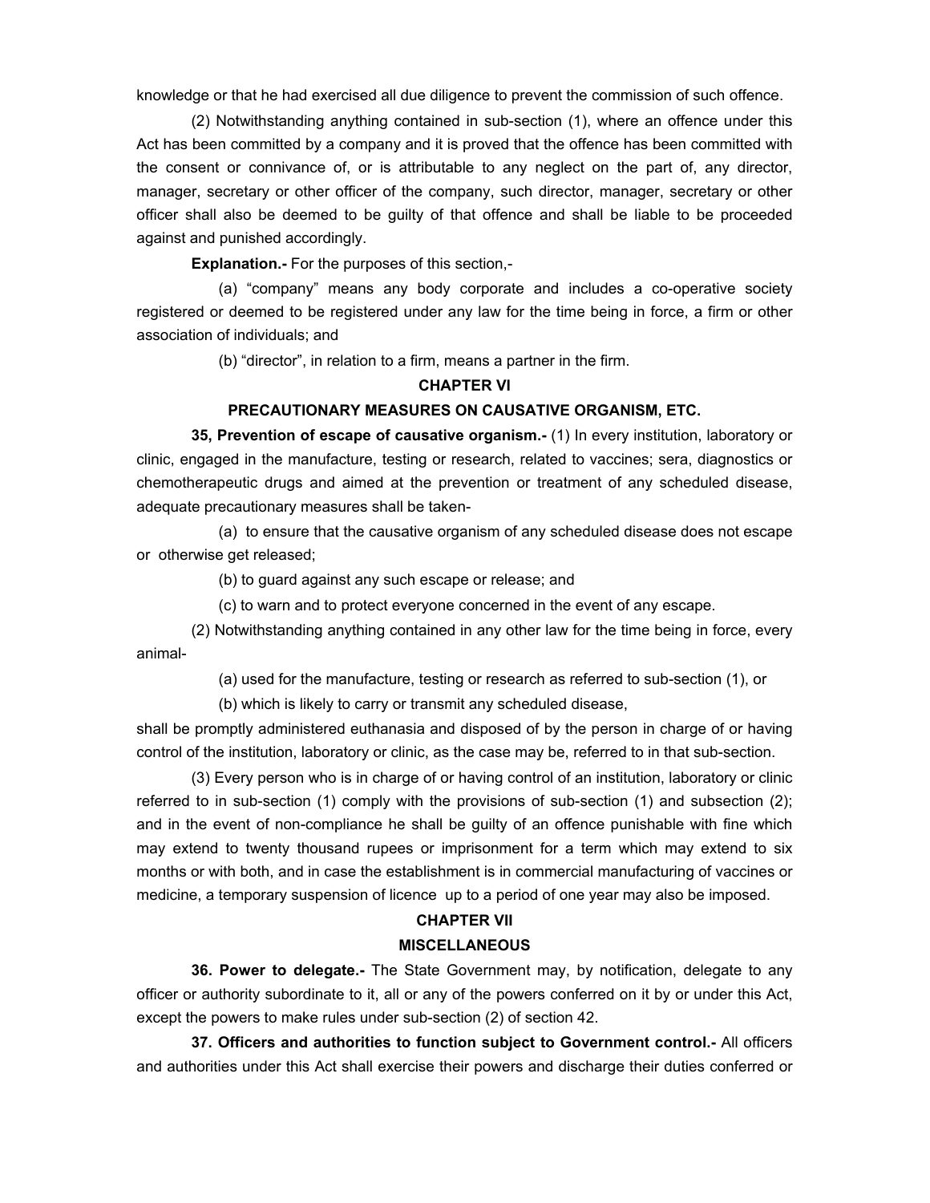knowledge or that he had exercised all due diligence to prevent the commission of such offence.

(2) Notwithstanding anything contained in sub-section (1), where an offence under this Act has been committed by a company and it is proved that the offence has been committed with the consent or connivance of, or is attributable to any neglect on the part of, any director, manager, secretary or other officer of the company, such director, manager, secretary or other officer shall also be deemed to be guilty of that offence and shall be liable to be proceeded against and punished accordingly.

**Explanation.-** For the purposes of this section,-

(a) “company” means any body corporate and includes a co-operative society registered or deemed to be registered under any law for the time being in force, a firm or other association of individuals; and

(b) “director”, in relation to a firm, means a partner in the firm.

## CHAPTER VI

## PRECAUTIONARY MEASURES ON CAUSATIVE ORGANISM, ETC.

**35, Prevention of escape of causative organism.-** (1) In every institution, laboratory or clinic, engaged in the manufacture, testing or research, related to vaccines; sera, diagnostics or chemotherapeutic drugs and aimed at the prevention or treatment of any scheduled disease, adequate precautionary measures shall be taken-

(a) to ensure that the causative organism of any scheduled disease does not escape or otherwise get released;

(b) to guard against any such escape or release; and

(c) to warn and to protect everyone concerned in the event of any escape.

(2) Notwithstanding anything contained in any other law for the time being in force, every animal-

(a) used for the manufacture, testing or research as referred to sub-section (1), or

(b) which is likely to carry or transmit any scheduled disease,

shall be promptly administered euthanasia and disposed of by the person in charge of or having control of the institution, laboratory or clinic, as the case may be, referred to in that sub-section.

(3) Every person who is in charge of or having control of an institution, laboratory or clinic referred to in sub-section (1) comply with the provisions of sub-section (1) and subsection (2); and in the event of non-compliance he shall be guilty of an offence punishable with fine which may extend to twenty thousand rupees or imprisonment for a term which may extend to six months or with both, and in case the establishment is in commercial manufacturing of vaccines or medicine, a temporary suspension of licence up to a period of one year may also be imposed.

## CHAPTER VII

## MISCELLANEOUS

**36. Power to delegate.-** The State Government may, by notification, delegate to any officer or authority subordinate to it, all or any of the powers conferred on it by or under this Act, except the powers to make rules under sub-section (2) of section 42.

**37. Officers and authorities to function subject to Government control.-** All officers and authorities under this Act shall exercise their powers and discharge their duties conferred or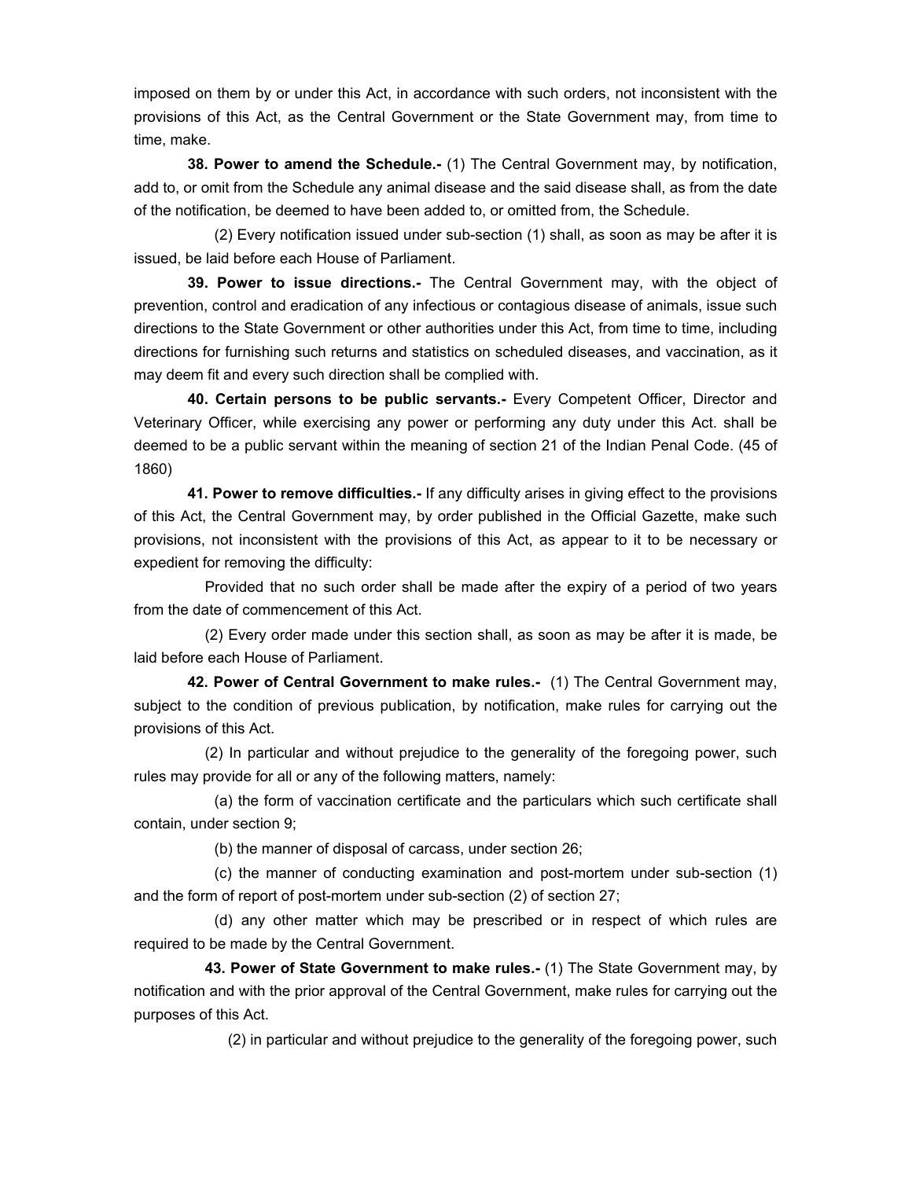imposed on them by or under this Act, in accordance with such orders, not inconsistent with the provisions of this Act, as the Central Government or the State Government may, from time to time, make.

**38. Power to amend the Schedule.-** (1) The Central Government may, by notification, add to, or omit from the Schedule any animal disease and the said disease shall, as from the date of the notification, be deemed to have been added to, or omitted from, the Schedule.

(2) Every notification issued under sub-section (1) shall, as soon as may be after it is issued, be laid before each House of Parliament.

**39. Power to issue directions.-** The Central Government may, with the object of prevention, control and eradication of any infectious or contagious disease of animals, issue such directions to the State Government or other authorities under this Act, from time to time, including directions for furnishing such returns and statistics on scheduled diseases, and vaccination, as it may deem fit and every such direction shall be complied with.

**40. Certain persons to be public servants.-** Every Competent Officer, Director and Veterinary Officer, while exercising any power or performing any duty under this Act. shall be deemed to be a public servant within the meaning of section 21 of the Indian Penal Code. (45 of 1860)

**41. Power to remove difficulties.-** If any difficulty arises in giving effect to the provisions of this Act, the Central Government may, by order published in the Official Gazette, make such provisions, not inconsistent with the provisions of this Act, as appear to it to be necessary or expedient for removing the difficulty:

Provided that no such order shall be made after the expiry of a period of two years from the date of commencement of this Act.

(2) Every order made under this section shall, as soon as may be after it is made, be laid before each House of Parliament.

**42. Power of Central Government to make rules.-** (1) The Central Government may, subject to the condition of previous publication, by notification, make rules for carrying out the provisions of this Act.

(2) In particular and without prejudice to the generality of the foregoing power, such rules may provide for all or any of the following matters, namely:

(a) the form of vaccination certificate and the particulars which such certificate shall contain, under section 9;

(b) the manner of disposal of carcass, under section 26;

(c) the manner of conducting examination and post-mortem under sub-section (1) and the form of report of post-mortem under sub-section (2) of section 27;

(d) any other matter which may be prescribed or in respect of which rules are required to be made by the Central Government.

**43. Power of State Government to make rules.-** (1) The State Government may, by notification and with the prior approval of the Central Government, make rules for carrying out the purposes of this Act.

(2) in particular and without prejudice to the generality of the foregoing power, such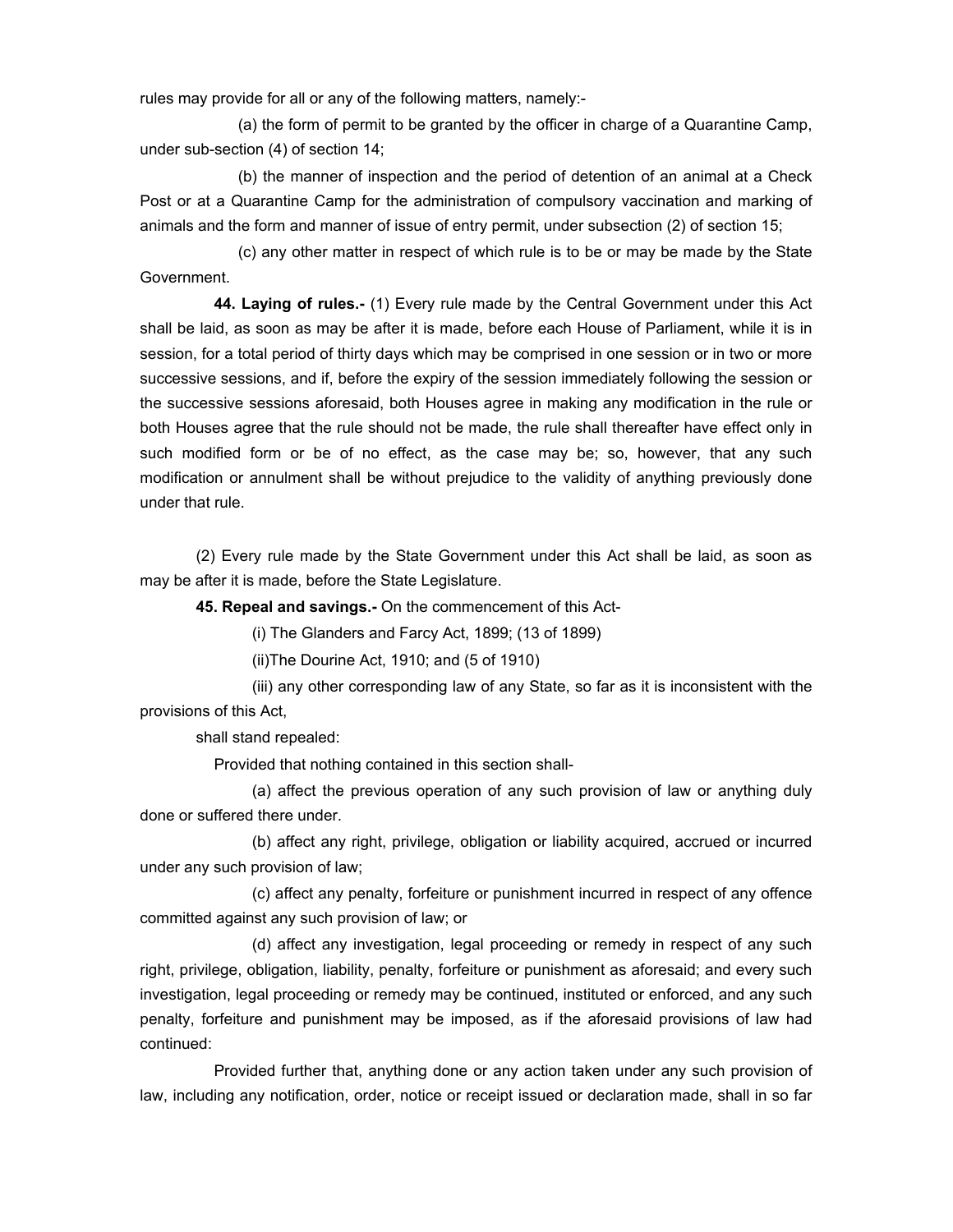rules may provide for all or any of the following matters, namely:-

(a) the form of permit to be granted by the officer in charge of a Quarantine Camp, under sub-section (4) of section 14;

(b) the manner of inspection and the period of detention of an animal at a Check Post or at a Quarantine Camp for the administration of compulsory vaccination and marking of animals and the form and manner of issue of entry permit, under subsection (2) of section 15;

(c) any other matter in respect of which rule is to be or may be made by the State Government.

**44. Laying of rules.-** (1) Every rule made by the Central Government under this Act shall be laid, as soon as may be after it is made, before each House of Parliament, while it is in session, for a total period of thirty days which may be comprised in one session or in two or more successive sessions, and if, before the expiry of the session immediately following the session or the successive sessions aforesaid, both Houses agree in making any modification in the rule or both Houses agree that the rule should not be made, the rule shall thereafter have effect only in such modified form or be of no effect, as the case may be; so, however, that any such modification or annulment shall be without prejudice to the validity of anything previously done under that rule.

(2) Every rule made by the State Government under this Act shall be laid, as soon as may be after it is made, before the State Legislature.

**45. Repeal and savings.-** On the commencement of this Act-

(i) The Glanders and Farcy Act, 1899; (13 of 1899)

(ii)The Dourine Act, 1910; and (5 of 1910)

(iii) any other corresponding law of any State, so far as it is inconsistent with the provisions of this Act,

shall stand repealed:

Provided that nothing contained in this section shall-

(a) affect the previous operation of any such provision of law or anything duly done or suffered there under.

(b) affect any right, privilege, obligation or liability acquired, accrued or incurred under any such provision of law;

(c) affect any penalty, forfeiture or punishment incurred in respect of any offence committed against any such provision of law; or

(d) affect any investigation, legal proceeding or remedy in respect of any such right, privilege, obligation, liability, penalty, forfeiture or punishment as aforesaid; and every such investigation, legal proceeding or remedy may be continued, instituted or enforced, and any such penalty, forfeiture and punishment may be imposed, as if the aforesaid provisions of law had continued:

Provided further that, anything done or any action taken under any such provision of law, including any notification, order, notice or receipt issued or declaration made, shall in so far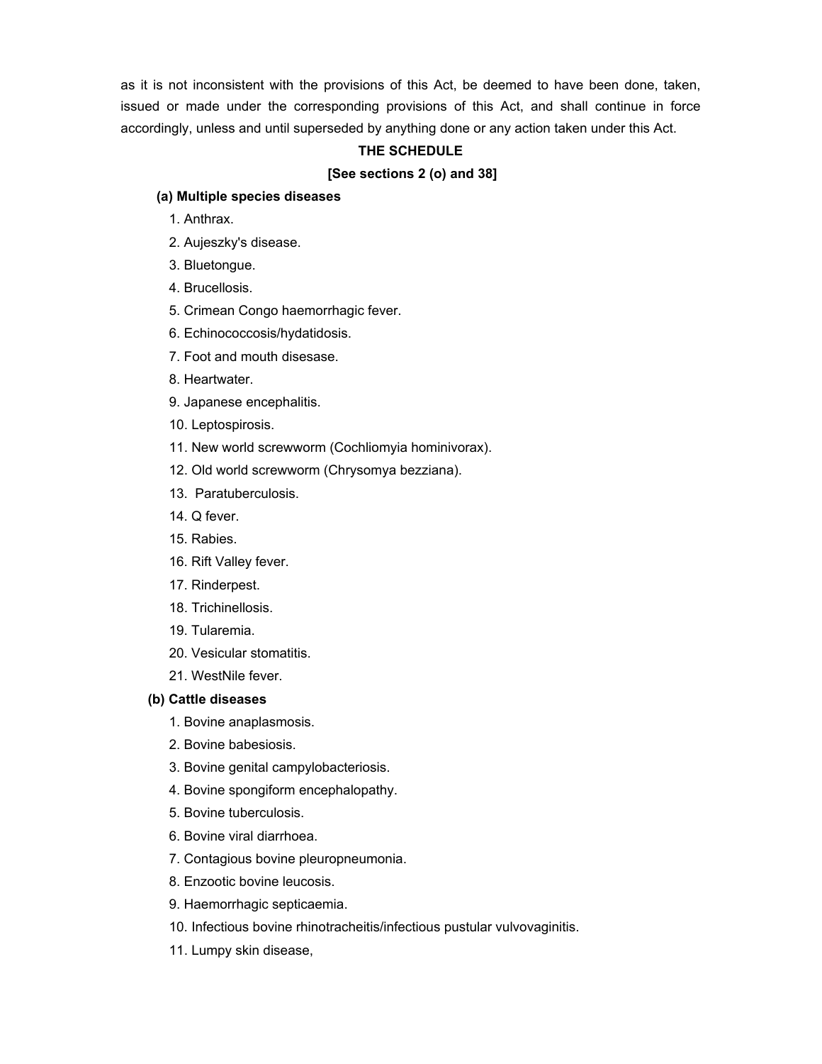as it is not inconsistent with the provisions of this Act, be deemed to have been done, taken, issued or made under the corresponding provisions of this Act, and shall continue in force accordingly, unless and until superseded by anything done or any action taken under this Act.

## THE SCHEDULE

**[See sections 2 (o) and 38]**

**(a) Multiple species diseases**

1. Anthrax.
2. Aujeszky's disease.
3. Bluetongue.
4. Brucellosis.
5. Crimean Congo haemorrhagic fever.
6. Echinococcosis/hydatidosis.
7. Foot and mouth disesase.
8. Heartwater.
9. Japanese encephalitis.
10. Leptospirosis.
11. New world screwworm (Cochliomyia hominivorax).
12. Old world screwworm (Chrysomya bezziana).
13. Paratuberculosis.
14. Q fever.
15. Rabies.
16. Rift Valley fever.
17. Rinderpest.
18. Trichinellosis.
19. Tularemia.
20. Vesicular stomatitis.
21. WestNile fever.

**(b) Cattle diseases**

1. Bovine anaplasmosis.
2. Bovine babesiosis.
3. Bovine genital campylobacteriosis.
4. Bovine spongiform encephalopathy.
5. Bovine tuberculosis.
6. Bovine viral diarrhoea.
7. Contagious bovine pleuropneumonia.
8. Enzootic bovine leucosis.
9. Haemorrhagic septicaemia.
10. Infectious bovine rhinotracheitis/infectious pustular vulvovaginitis.
11. Lumpy skin disease,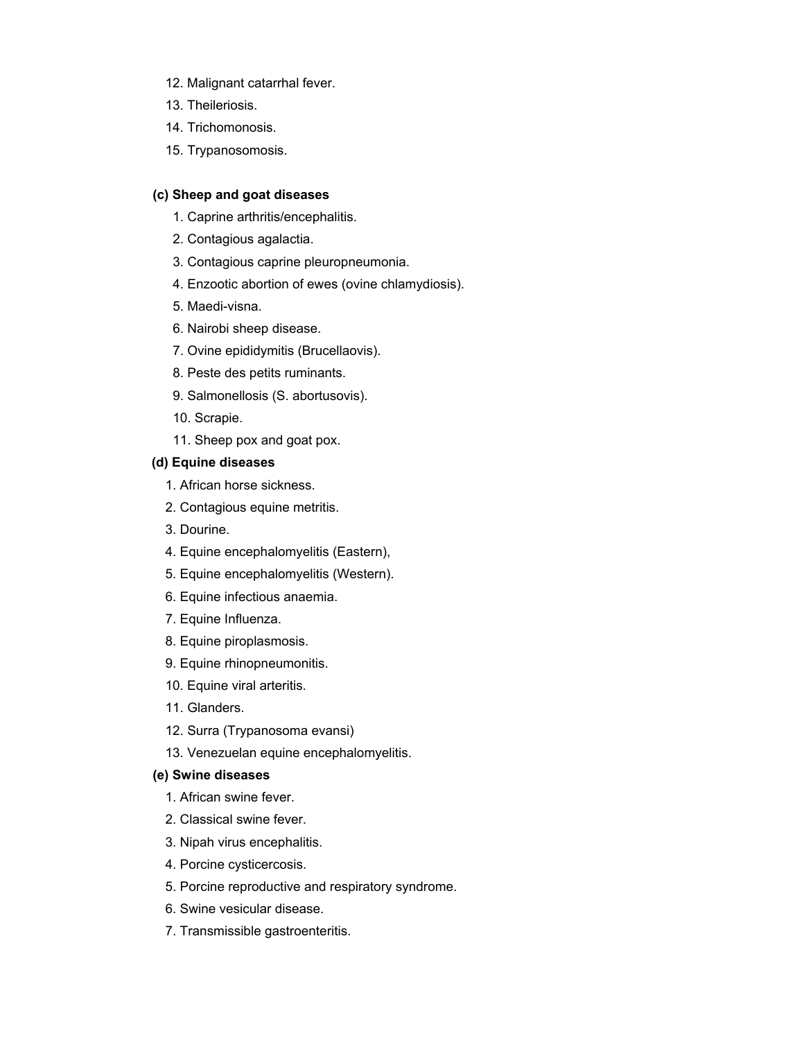12. Malignant catarrhal fever.
13. Theileriosis.
14. Trichomonosis.
15. Trypanosomosis.

**(c) Sheep and goat diseases**

1. Caprine arthritis/encephalitis.
2. Contagious agalactia.
3. Contagious caprine pleuropneumonia.
4. Enzootic abortion of ewes (ovine chlamydiosis).
5. Maedi-visna.
6. Nairobi sheep disease.
7. Ovine epididymitis (Brucellaovis).
8. Peste des petits ruminants.
9. Salmonellosis (S. abortusovis).
10. Scrapie.
11. Sheep pox and goat pox.

**(d) Equine diseases**

1. African horse sickness.
2. Contagious equine metritis.
3. Dourine.
4. Equine encephalomyelitis (Eastern),
5. Equine encephalomyelitis (Western).
6. Equine infectious anaemia.
7. Equine Influenza.
8. Equine piroplasmosis.
9. Equine rhinopneumonitis.
10. Equine viral arteritis.
11. Glanders.
12. Surra (Trypanosoma evansi)
13. Venezuelan equine encephalomyelitis.

**(e) Swine diseases**

1. African swine fever.
2. Classical swine fever.
3. Nipah virus encephalitis.
4. Porcine cysticercosis.
5. Porcine reproductive and respiratory syndrome.
6. Swine vesicular disease.
7. Transmissible gastroenteritis.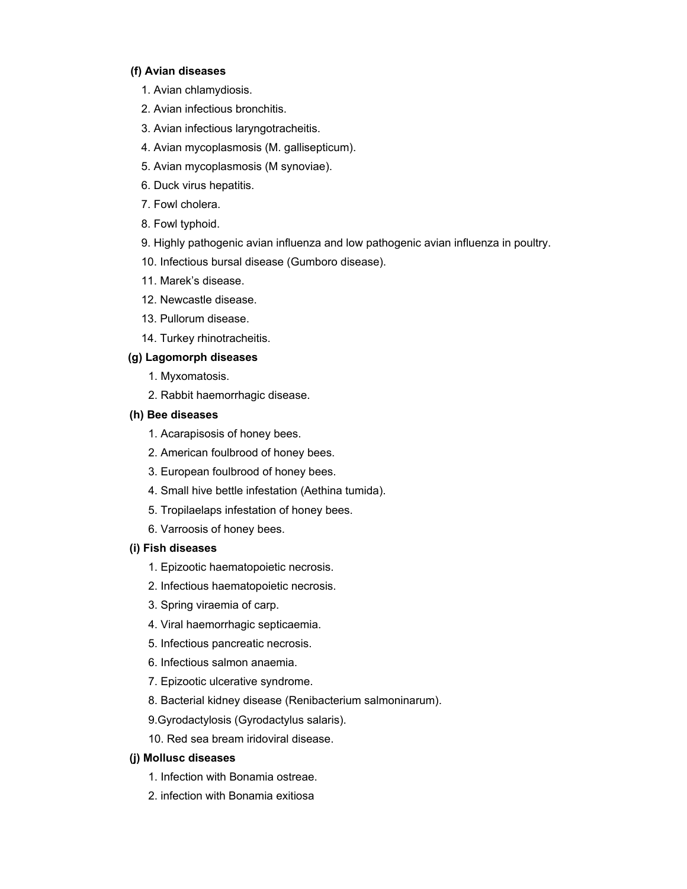**(f) Avian diseases**

1. Avian chlamydiosis.
2. Avian infectious bronchitis.
3. Avian infectious laryngotracheitis.
4. Avian mycoplasmosis (M. gallisepticum).
5. Avian mycoplasmosis (M synoviae).
6. Duck virus hepatitis.
7. Fowl cholera.
8. Fowl typhoid.
9. Highly pathogenic avian influenza and low pathogenic avian influenza in poultry.
10. Infectious bursal disease (Gumboro disease).
11. Marek's disease.
12. Newcastle disease.
13. Pullorum disease.
14. Turkey rhinotracheitis.

**(g) Lagomorph diseases**

1. Myxomatosis.
2. Rabbit haemorrhagic disease.

**(h) Bee diseases**

1. Acarapisosis of honey bees.
2. American foulbrood of honey bees.
3. European foulbrood of honey bees.
4. Small hive bettle infestation (Aethina tumida).
5. Tropilaelaps infestation of honey bees.
6. Varroosis of honey bees.

**(i) Fish diseases**

1. Epizootic haematopoietic necrosis.
2. Infectious haematopoietic necrosis.
3. Spring viraemia of carp.
4. Viral haemorrhagic septicaemia.
5. Infectious pancreatic necrosis.
6. Infectious salmon anaemia.
7. Epizootic ulcerative syndrome.
8. Bacterial kidney disease (Renibacterium salmoninarum).
9. Gyrodactylosis (Gyrodactylus salaris).
10. Red sea bream iridoviral disease.

**(j) Mollusc diseases**

1. Infection with Bonamia ostreae.
2. infection with Bonamia exitiosa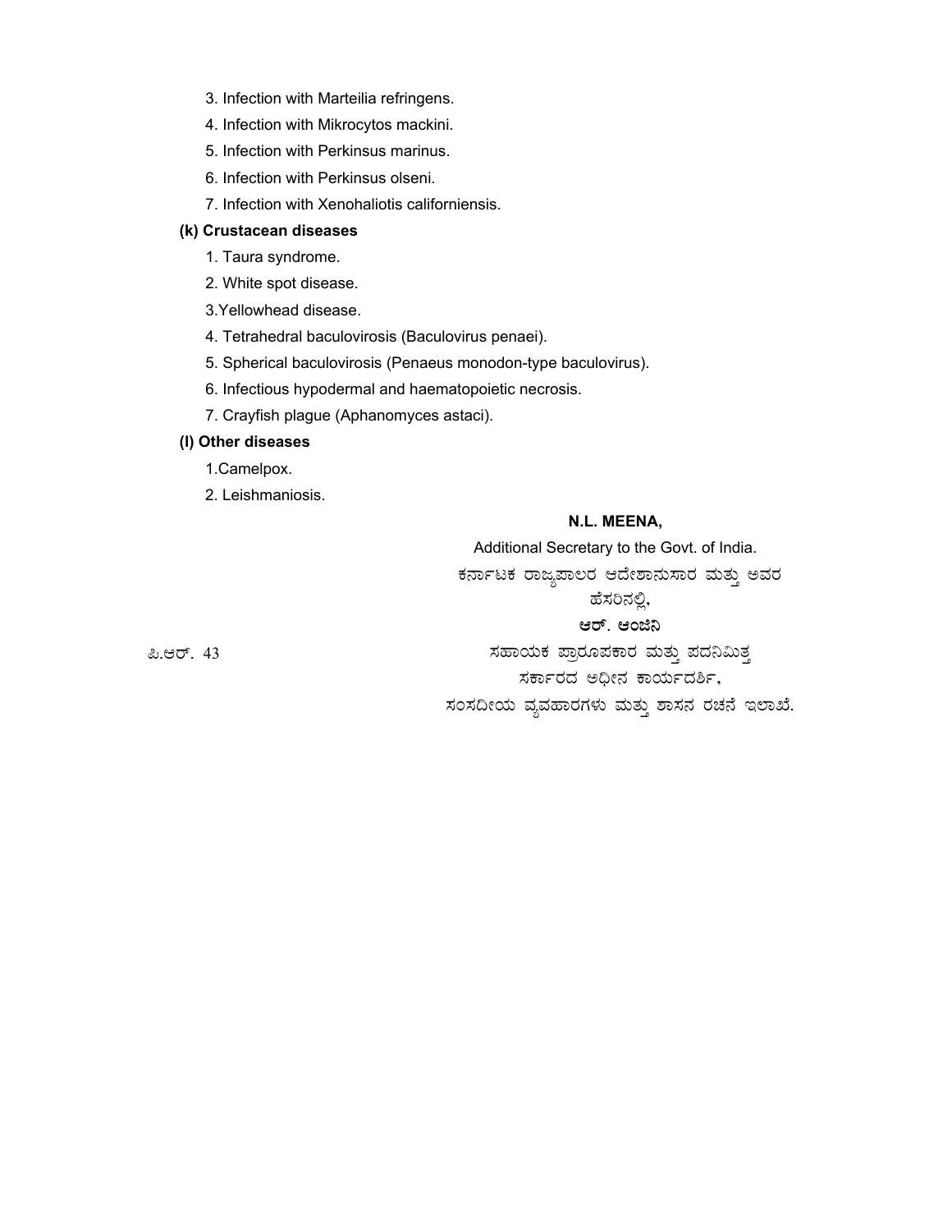3. Infection with Marteilia refringens.
4. Infection with Mikrocytos mackini.
5. Infection with Perkinsus marinus.
6. Infection with Perkinsus olseni.
7. Infection with Xenohaliotis californiensis.

**(k) Crustacean diseases**

1. Taura syndrome.
2. White spot disease.
3. Yellowhead disease.
4. Tetrahedral baculovirosis (Baculovirus penaei).
5. Spherical baculovirosis (Penaeus monodon-type baculovirus).
6. Infectious hypodermal and haematopoietic necrosis.
7. Crayfish plague (Aphanomyces astaci).

**(l) Other diseases**

1. Camelpox.
2. Leishmaniosis.

**N.L. MEENA,**

Additional Secretary to the Govt. of India.

ಕರ್ನಾಟಕ ರಾಜ್ಯಪಾಲರ ಆದೇಶಾನುಸಾರ ಮತ್ತು ಅವರ ಹೆಸರಿನಲ್ಲಿ,

**ಆರ್. ಆಂಜಿನಿ**

ಸಹಾಯಕ ಪ್ರಾರೂಪಕಾರ ಮತ್ತು ಪದನಿಮಿತ್ತ ಸರ್ಕಾರದ ಅಧೀನ ಕಾರ್ಯದರ್ಶಿ,

ಸಂಸದೀಯ ವ್ಯವಹಾರಗಳು ಮತ್ತು ಶಾಸನ ರಚನೆ ಇಲಾಖೆ.

ಪಿ.ಆರ್. 43